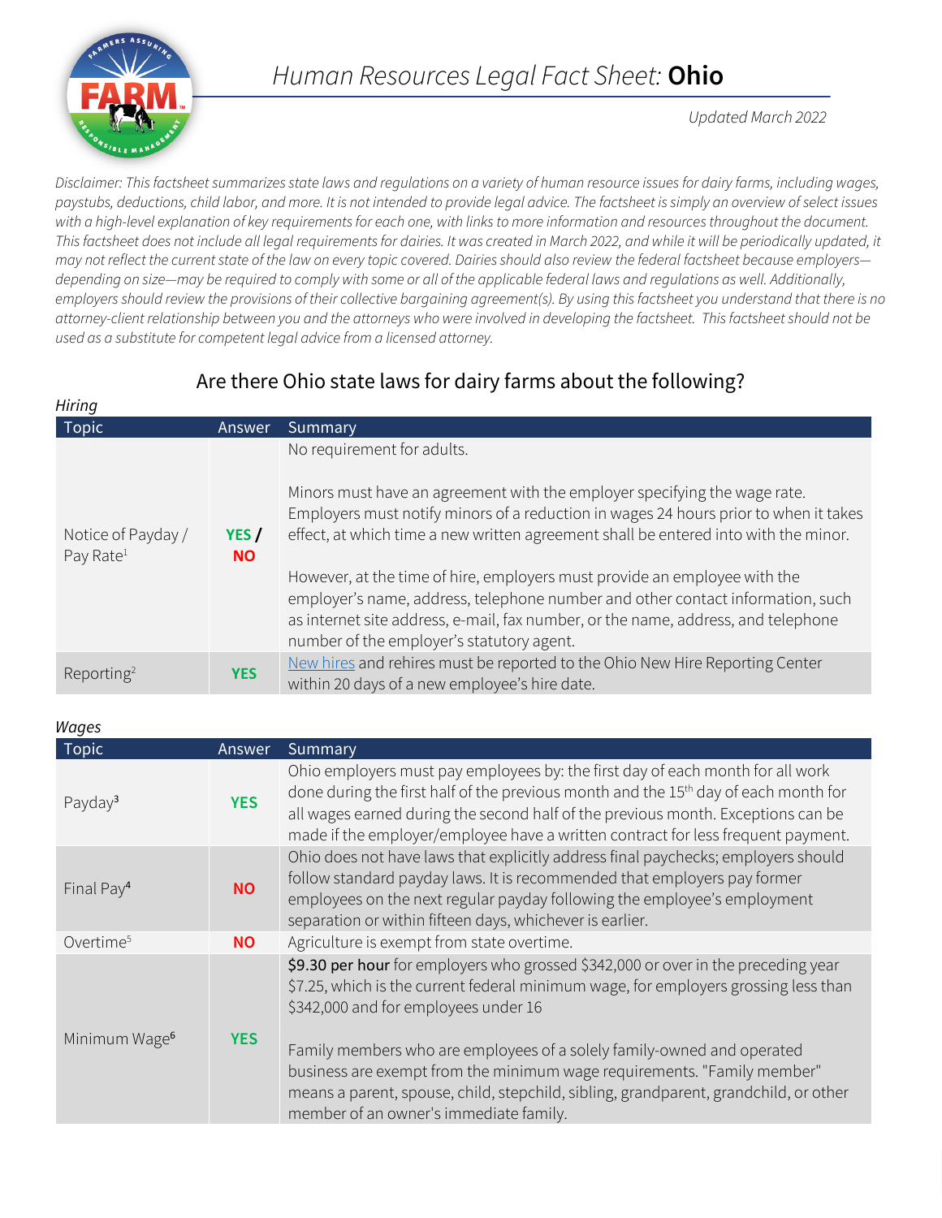# *Human Resources Legal Fact Sheet:* **Ohio**

*Updated March 2022*

*Disclaimer: This factsheet summarizes state laws and regulations on a variety of human resource issues for dairy farms, including wages, paystubs, deductions, child labor, and more. It is not intended to provide legal advice. The factsheet is simply an overview of select issues with a high-level explanation of key requirements for each one, with links to more information and resources throughout the document. This factsheet does not include all legal requirements for dairies. It was created in March 2022, and while it will be periodically updated, it may not reflect the current state of the law on every topic covered. Dairies should also review the federal factsheet because employers—depending on size—may be required to comply with some or all of the applicable federal laws and regulations as well. Additionally, employers should review the provisions of their collective bargaining agreement(s). By using this factsheet you understand that there is no attorney-client relationship between you and the attorneys who were involved in developing the factsheet. This factsheet should not be used as a substitute for competent legal advice from a licensed attorney.*

## Are there Ohio state laws for dairy farms about the following?

*Hiring*

| Topic | Answer | Summary |
|---|---|---|
| Notice of Payday / Pay Rate[1] | **YES / NO** | No requirement for adults.<br><br>Minors must have an agreement with the employer specifying the wage rate. Employers must notify minors of a reduction in wages 24 hours prior to when it takes effect, at which time a new written agreement shall be entered into with the minor.<br><br>However, at the time of hire, employers must provide an employee with the employer's name, address, telephone number and other contact information, such as internet site address, e-mail, fax number, or the name, address, and telephone number of the employer's statutory agent. |
| Reporting[2] | **YES** | New hires and rehires must be reported to the Ohio New Hire Reporting Center within 20 days of a new employee's hire date. |

*Wages*

| Topic | Answer | Summary |
|---|---|---|
| Payday[3] | **YES** | Ohio employers must pay employees by: the first day of each month for all work done during the first half of the previous month and the 15th day of each month for all wages earned during the second half of the previous month. Exceptions can be made if the employer/employee have a written contract for less frequent payment. |
| Final Pay[4] | **NO** | Ohio does not have laws that explicitly address final paychecks; employers should follow standard payday laws. It is recommended that employers pay former employees on the next regular payday following the employee's employment separation or within fifteen days, whichever is earlier. |
| Overtime[5] | **NO** | Agriculture is exempt from state overtime. |
| Minimum Wage[6] | **YES** | **$9.30 per hour** for employers who grossed $342,000 or over in the preceding year<br>$7.25, which is the current federal minimum wage, for employers grossing less than $342,000 and for employees under 16<br><br>Family members who are employees of a solely family-owned and operated business are exempt from the minimum wage requirements. "Family member" means a parent, spouse, child, stepchild, sibling, grandparent, grandchild, or other member of an owner's immediate family. |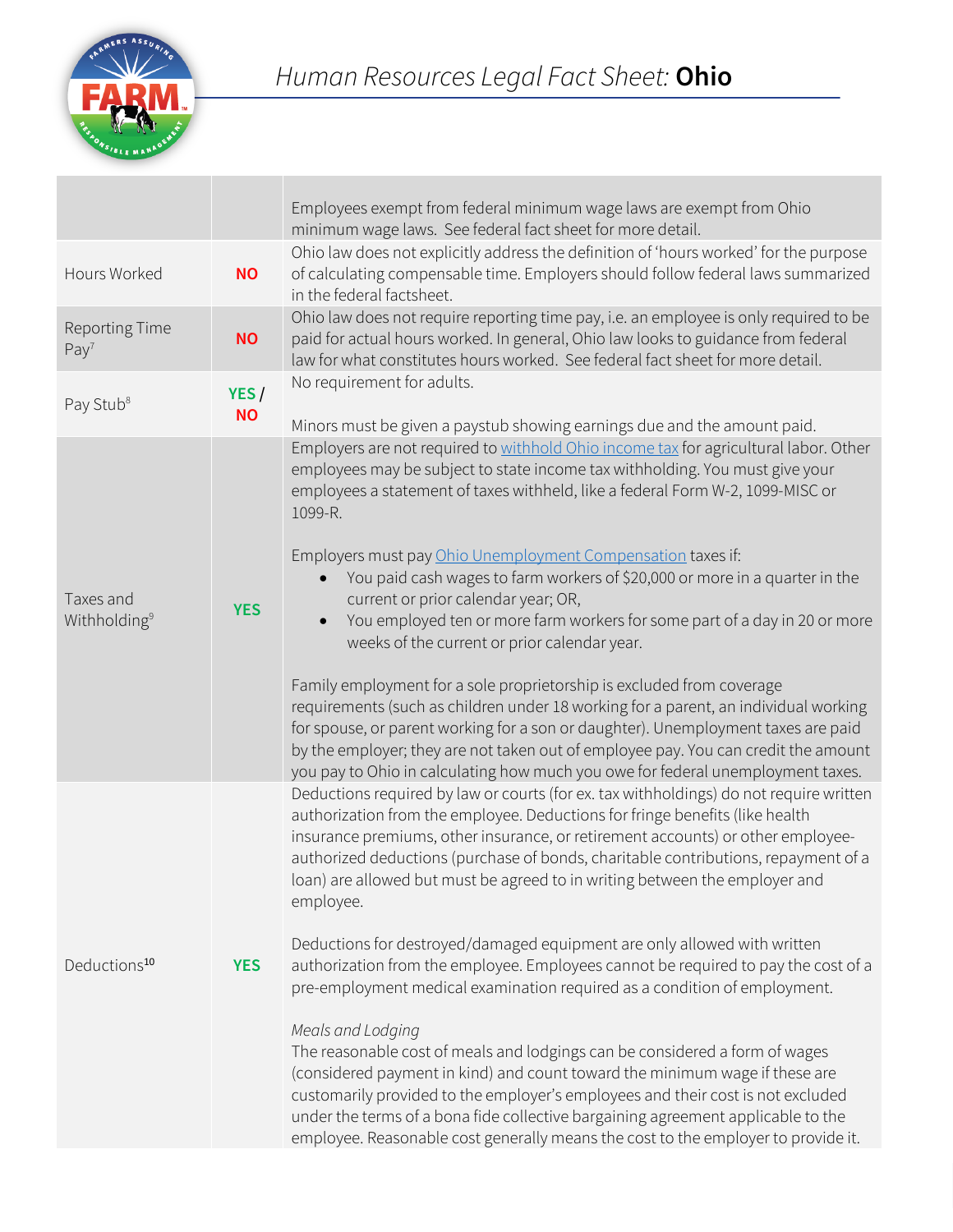# Human Resources Legal Fact Sheet: **Ohio**

| | | |
|---|---|---|
| | | Employees exempt from federal minimum wage laws are exempt from Ohio minimum wage laws. See federal fact sheet for more detail. |
| Hours Worked | **NO** | Ohio law does not explicitly address the definition of 'hours worked' for the purpose of calculating compensable time. Employers should follow federal laws summarized in the federal factsheet. |
| Reporting Time Pay[7] | **NO** | Ohio law does not require reporting time pay, i.e. an employee is only required to be paid for actual hours worked. In general, Ohio law looks to guidance from federal law for what constitutes hours worked. See federal fact sheet for more detail. |
| Pay Stub[8] | **YES / NO** | No requirement for adults.<br><br>Minors must be given a paystub showing earnings due and the amount paid. |
| Taxes and Withholding[9] | **YES** | Employers are not required to withhold Ohio income tax for agricultural labor. Other employees may be subject to state income tax withholding. You must give your employees a statement of taxes withheld, like a federal Form W-2, 1099-MISC or 1099-R.<br><br>Employers must pay Ohio Unemployment Compensation taxes if:<br>• You paid cash wages to farm workers of $20,000 or more in a quarter in the current or prior calendar year; OR,<br>• You employed ten or more farm workers for some part of a day in 20 or more weeks of the current or prior calendar year.<br><br>Family employment for a sole proprietorship is excluded from coverage requirements (such as children under 18 working for a parent, an individual working for spouse, or parent working for a son or daughter). Unemployment taxes are paid by the employer; they are not taken out of employee pay. You can credit the amount you pay to Ohio in calculating how much you owe for federal unemployment taxes. |
| Deductions[10] | **YES** | Deductions required by law or courts (for ex. tax withholdings) do not require written authorization from the employee. Deductions for fringe benefits (like health insurance premiums, other insurance, or retirement accounts) or other employee-authorized deductions (purchase of bonds, charitable contributions, repayment of a loan) are allowed but must be agreed to in writing between the employer and employee.<br><br>Deductions for destroyed/damaged equipment are only allowed with written authorization from the employee. Employees cannot be required to pay the cost of a pre-employment medical examination required as a condition of employment.<br><br>*Meals and Lodging*<br>The reasonable cost of meals and lodgings can be considered a form of wages (considered payment in kind) and count toward the minimum wage if these are customarily provided to the employer's employees and their cost is not excluded under the terms of a bona fide collective bargaining agreement applicable to the employee. Reasonable cost generally means the cost to the employer to provide it. |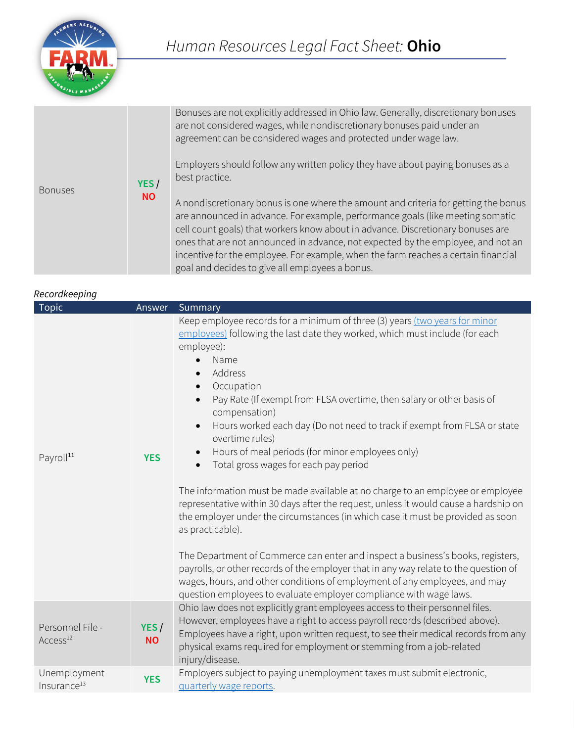| | | |
|---|---|---|
| Bonuses | **YES / NO** | Bonuses are not explicitly addressed in Ohio law. Generally, discretionary bonuses are not considered wages, while nondiscretionary bonuses paid under an agreement can be considered wages and protected under wage law.<br><br>Employers should follow any written policy they have about paying bonuses as a best practice.<br><br>A nondiscretionary bonus is one where the amount and criteria for getting the bonus are announced in advance. For example, performance goals (like meeting somatic cell count goals) that workers know about in advance. Discretionary bonuses are ones that are not announced in advance, not expected by the employee, and not an incentive for the employee. For example, when the farm reaches a certain financial goal and decides to give all employees a bonus. |

*Recordkeeping*

| Topic | Answer | Summary |
|---|---|---|
| Payroll[11] | **YES** | Keep employee records for a minimum of three (3) years [(two years for minor employees)](#) following the last date they worked, which must include (for each employee):<br>• Name<br>• Address<br>• Occupation<br>• Pay Rate (If exempt from FLSA overtime, then salary or other basis of compensation)<br>• Hours worked each day (Do not need to track if exempt from FLSA or state overtime rules)<br>• Hours of meal periods (for minor employees only)<br>• Total gross wages for each pay period<br><br>The information must be made available at no charge to an employee or employee representative within 30 days after the request, unless it would cause a hardship on the employer under the circumstances (in which case it must be provided as soon as practicable).<br><br>The Department of Commerce can enter and inspect a business's books, registers, payrolls, or other records of the employer that in any way relate to the question of wages, hours, and other conditions of employment of any employees, and may question employees to evaluate employer compliance with wage laws. |
| Personnel File - Access[12] | **YES / NO** | Ohio law does not explicitly grant employees access to their personnel files. However, employees have a right to access payroll records (described above). Employees have a right, upon written request, to see their medical records from any physical exams required for employment or stemming from a job-related injury/disease. |
| Unemployment Insurance[13] | **YES** | Employers subject to paying unemployment taxes must submit electronic, [quarterly wage reports](#). |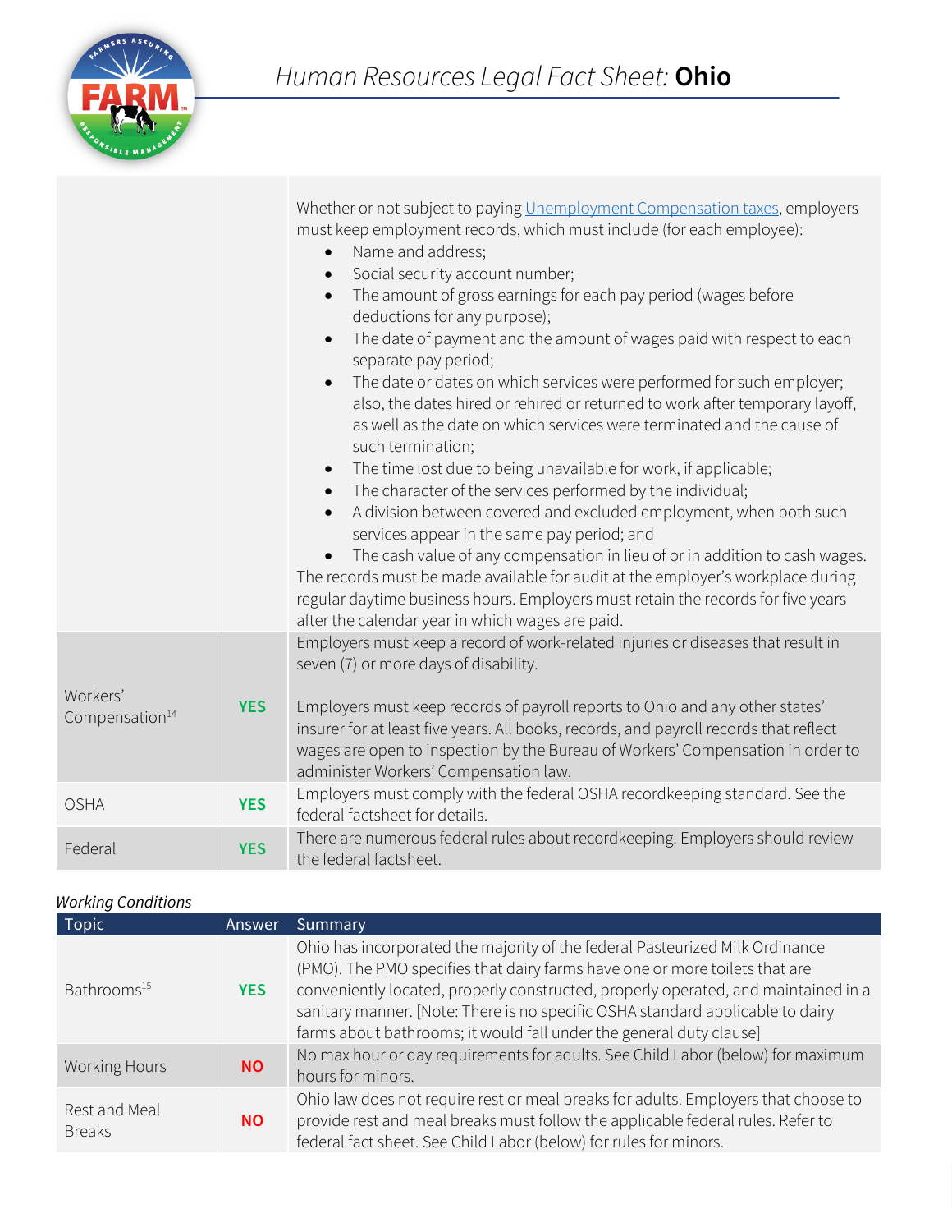| | | |
|---|---|---|
| | | Whether or not subject to paying Unemployment Compensation taxes, employers must keep employment records, which must include (for each employee): • Name and address; • Social security account number; • The amount of gross earnings for each pay period (wages before deductions for any purpose); • The date of payment and the amount of wages paid with respect to each separate pay period; • The date or dates on which services were performed for such employer; also, the dates hired or rehired or returned to work after temporary layoff, as well as the date on which services were terminated and the cause of such termination; • The time lost due to being unavailable for work, if applicable; • The character of the services performed by the individual; • A division between covered and excluded employment, when both such services appear in the same pay period; and • The cash value of any compensation in lieu of or in addition to cash wages. The records must be made available for audit at the employer's workplace during regular daytime business hours. Employers must retain the records for five years after the calendar year in which wages are paid. |
| Workers' Compensation[14] | **YES** | Employers must keep a record of work-related injuries or diseases that result in seven (7) or more days of disability. Employers must keep records of payroll reports to Ohio and any other states' insurer for at least five years. All books, records, and payroll records that reflect wages are open to inspection by the Bureau of Workers' Compensation in order to administer Workers' Compensation law. |
| OSHA | **YES** | Employers must comply with the federal OSHA recordkeeping standard. See the federal factsheet for details. |
| Federal | **YES** | There are numerous federal rules about recordkeeping. Employers should review the federal factsheet. |

*Working Conditions*

| Topic | Answer | Summary |
|---|---|---|
| Bathrooms[15] | **YES** | Ohio has incorporated the majority of the federal Pasteurized Milk Ordinance (PMO). The PMO specifies that dairy farms have one or more toilets that are conveniently located, properly constructed, properly operated, and maintained in a sanitary manner. [Note: There is no specific OSHA standard applicable to dairy farms about bathrooms; it would fall under the general duty clause] |
| Working Hours | **NO** | No max hour or day requirements for adults. See Child Labor (below) for maximum hours for minors. |
| Rest and Meal Breaks | **NO** | Ohio law does not require rest or meal breaks for adults. Employers that choose to provide rest and meal breaks must follow the applicable federal rules. Refer to federal fact sheet. See Child Labor (below) for rules for minors. |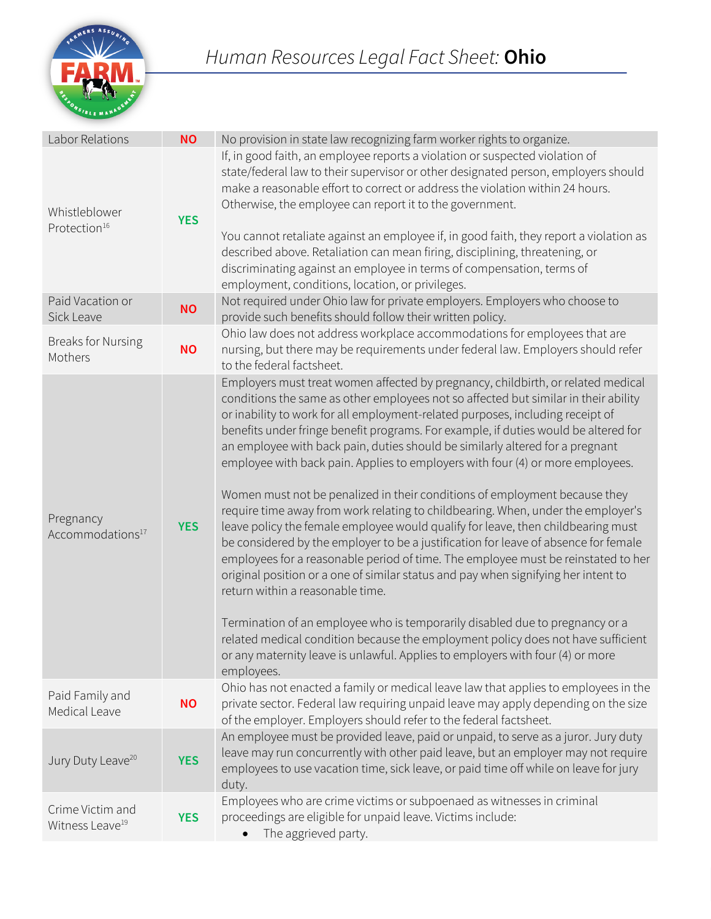| Labor Relations | NO | No provision in state law recognizing farm worker rights to organize. |
|---|---|---|
| Whistleblower Protection[16] | YES | If, in good faith, an employee reports a violation or suspected violation of state/federal law to their supervisor or other designated person, employers should make a reasonable effort to correct or address the violation within 24 hours. Otherwise, the employee can report it to the government.<br><br>You cannot retaliate against an employee if, in good faith, they report a violation as described above. Retaliation can mean firing, disciplining, threatening, or discriminating against an employee in terms of compensation, terms of employment, conditions, location, or privileges. |
| Paid Vacation or Sick Leave | NO | Not required under Ohio law for private employers. Employers who choose to provide such benefits should follow their written policy. |
| Breaks for Nursing Mothers | NO | Ohio law does not address workplace accommodations for employees that are nursing, but there may be requirements under federal law. Employers should refer to the federal factsheet. |
| Pregnancy Accommodations[17] | YES | Employers must treat women affected by pregnancy, childbirth, or related medical conditions the same as other employees not so affected but similar in their ability or inability to work for all employment-related purposes, including receipt of benefits under fringe benefit programs. For example, if duties would be altered for an employee with back pain, duties should be similarly altered for a pregnant employee with back pain. Applies to employers with four (4) or more employees.<br><br>Women must not be penalized in their conditions of employment because they require time away from work relating to childbearing. When, under the employer's leave policy the female employee would qualify for leave, then childbearing must be considered by the employer to be a justification for leave of absence for female employees for a reasonable period of time. The employee must be reinstated to her original position or a one of similar status and pay when signifying her intent to return within a reasonable time.<br><br>Termination of an employee who is temporarily disabled due to pregnancy or a related medical condition because the employment policy does not have sufficient or any maternity leave is unlawful. Applies to employers with four (4) or more employees. |
| Paid Family and Medical Leave | NO | Ohio has not enacted a family or medical leave law that applies to employees in the private sector. Federal law requiring unpaid leave may apply depending on the size of the employer. Employers should refer to the federal factsheet. |
| Jury Duty Leave[20] | YES | An employee must be provided leave, paid or unpaid, to serve as a juror. Jury duty leave may run concurrently with other paid leave, but an employer may not require employees to use vacation time, sick leave, or paid time off while on leave for jury duty. |
| Crime Victim and Witness Leave[19] | YES | Employees who are crime victims or subpoenaed as witnesses in criminal proceedings are eligible for unpaid leave. Victims include:<br>• The aggrieved party. |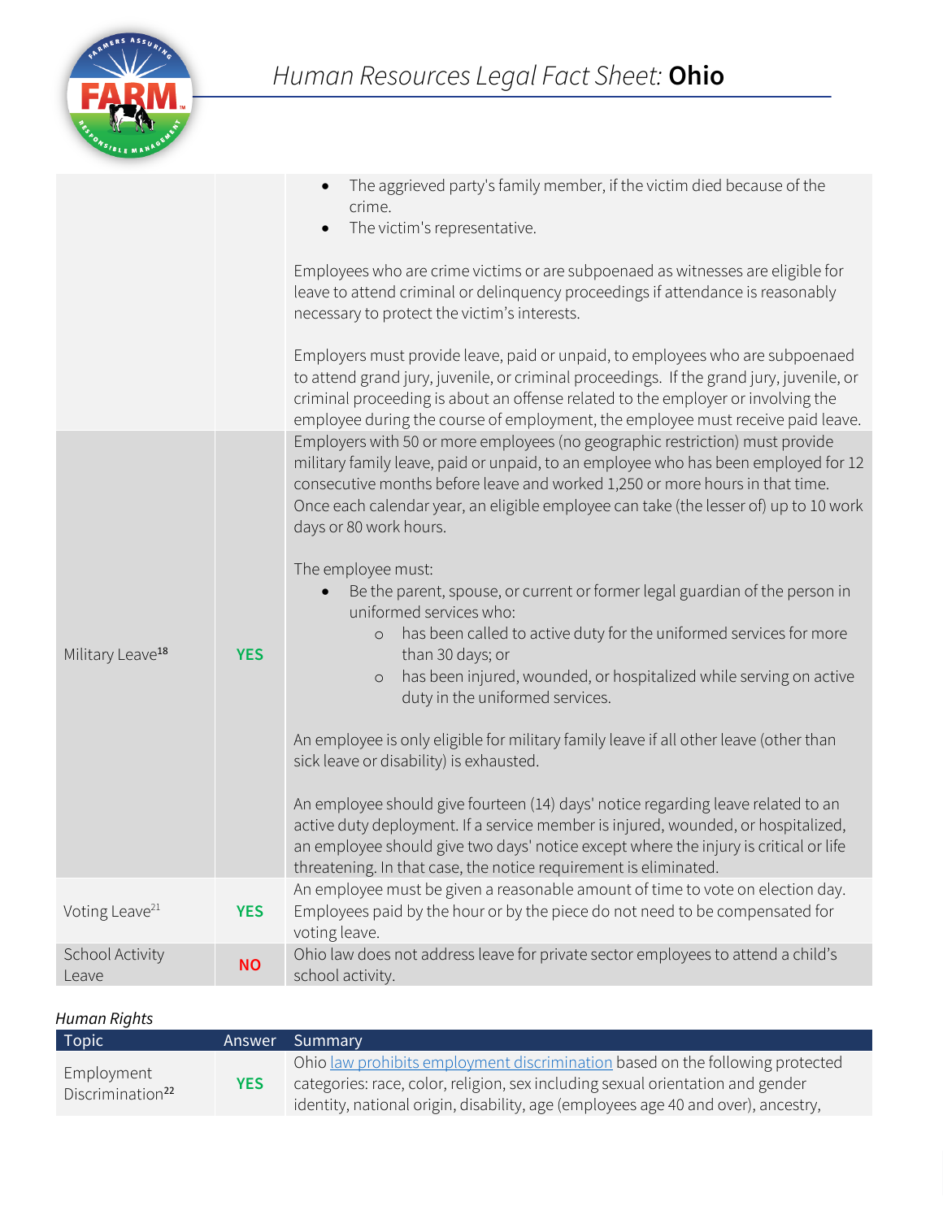| | | |
|---|---|---|
| | | • The aggrieved party's family member, if the victim died because of the crime.<br>• The victim's representative.<br><br>Employees who are crime victims or are subpoenaed as witnesses are eligible for leave to attend criminal or delinquency proceedings if attendance is reasonably necessary to protect the victim's interests.<br><br>Employers must provide leave, paid or unpaid, to employees who are subpoenaed to attend grand jury, juvenile, or criminal proceedings. If the grand jury, juvenile, or criminal proceeding is about an offense related to the employer or involving the employee during the course of employment, the employee must receive paid leave. |
| Military Leave[18] | **YES** | Employers with 50 or more employees (no geographic restriction) must provide military family leave, paid or unpaid, to an employee who has been employed for 12 consecutive months before leave and worked 1,250 or more hours in that time. Once each calendar year, an eligible employee can take (the lesser of) up to 10 work days or 80 work hours.<br><br>The employee must:<br>• Be the parent, spouse, or current or former legal guardian of the person in uniformed services who:<br>  ◦ has been called to active duty for the uniformed services for more than 30 days; or<br>  ◦ has been injured, wounded, or hospitalized while serving on active duty in the uniformed services.<br><br>An employee is only eligible for military family leave if all other leave (other than sick leave or disability) is exhausted.<br><br>An employee should give fourteen (14) days' notice regarding leave related to an active duty deployment. If a service member is injured, wounded, or hospitalized, an employee should give two days' notice except where the injury is critical or life threatening. In that case, the notice requirement is eliminated. |
| Voting Leave[21] | **YES** | An employee must be given a reasonable amount of time to vote on election day. Employees paid by the hour or by the piece do not need to be compensated for voting leave. |
| School Activity Leave | **NO** | Ohio law does not address leave for private sector employees to attend a child's school activity. |

*Human Rights*

| Topic | Answer | Summary |
|---|---|---|
| Employment Discrimination[22] | **YES** | Ohio law prohibits employment discrimination based on the following protected categories: race, color, religion, sex including sexual orientation and gender identity, national origin, disability, age (employees age 40 and over), ancestry, |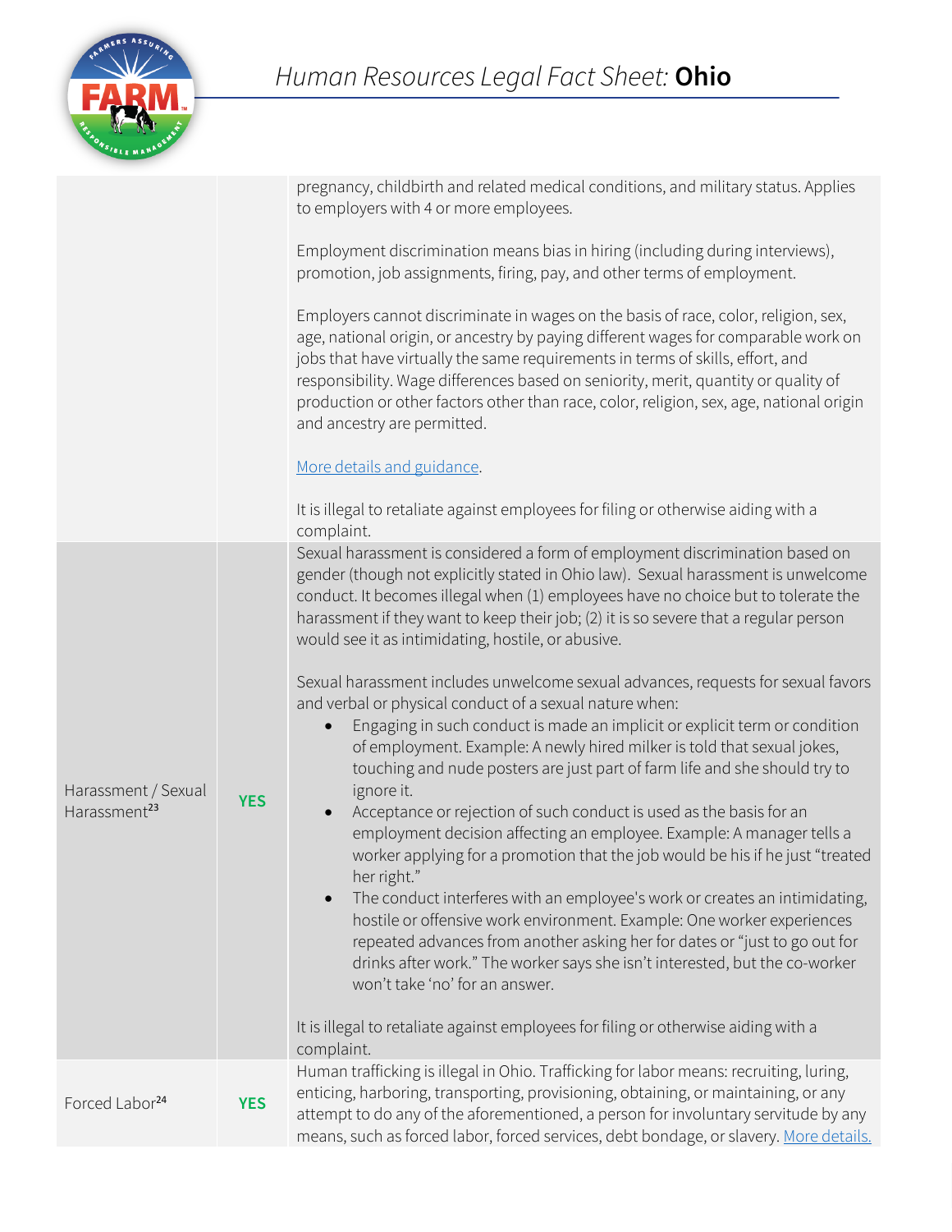| | | |
|---|---|---|
| | | pregnancy, childbirth and related medical conditions, and military status. Applies to employers with 4 or more employees.<br><br>Employment discrimination means bias in hiring (including during interviews), promotion, job assignments, firing, pay, and other terms of employment.<br><br>Employers cannot discriminate in wages on the basis of race, color, religion, sex, age, national origin, or ancestry by paying different wages for comparable work on jobs that have virtually the same requirements in terms of skills, effort, and responsibility. Wage differences based on seniority, merit, quantity or quality of production or other factors other than race, color, religion, sex, age, national origin and ancestry are permitted.<br><br>More details and guidance.<br><br>It is illegal to retaliate against employees for filing or otherwise aiding with a complaint. |
| Harassment / Sexual Harassment[23] | **YES** | Sexual harassment is considered a form of employment discrimination based on gender (though not explicitly stated in Ohio law). Sexual harassment is unwelcome conduct. It becomes illegal when (1) employees have no choice but to tolerate the harassment if they want to keep their job; (2) it is so severe that a regular person would see it as intimidating, hostile, or abusive.<br><br>Sexual harassment includes unwelcome sexual advances, requests for sexual favors and verbal or physical conduct of a sexual nature when:<br>• Engaging in such conduct is made an implicit or explicit term or condition of employment. Example: A newly hired milker is told that sexual jokes, touching and nude posters are just part of farm life and she should try to ignore it.<br>• Acceptance or rejection of such conduct is used as the basis for an employment decision affecting an employee. Example: A manager tells a worker applying for a promotion that the job would be his if he just "treated her right."<br>• The conduct interferes with an employee's work or creates an intimidating, hostile or offensive work environment. Example: One worker experiences repeated advances from another asking her for dates or "just to go out for drinks after work." The worker says she isn't interested, but the co-worker won't take 'no' for an answer.<br><br>It is illegal to retaliate against employees for filing or otherwise aiding with a complaint. |
| Forced Labor[24] | **YES** | Human trafficking is illegal in Ohio. Trafficking for labor means: recruiting, luring, enticing, harboring, transporting, provisioning, obtaining, or maintaining, or any attempt to do any of the aforementioned, a person for involuntary servitude by any means, such as forced labor, forced services, debt bondage, or slavery. More details. |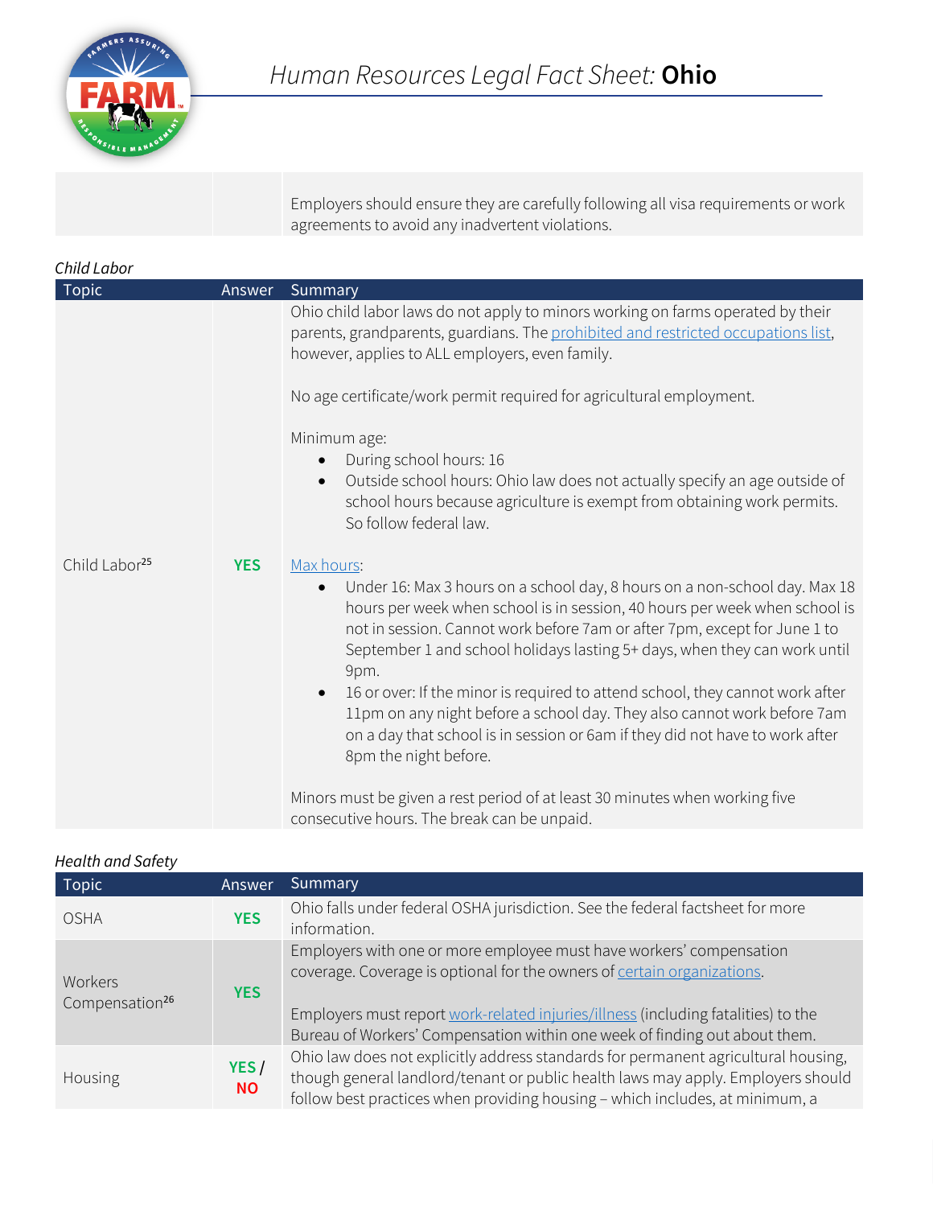| | | Employers should ensure they are carefully following all visa requirements or work agreements to avoid any inadvertent violations. |
|---|---|---|

*Child Labor*

| Topic | Answer | Summary |
|---|---|---|
| Child Labor[25] | **YES** | Ohio child labor laws do not apply to minors working on farms operated by their parents, grandparents, guardians. The [prohibited and restricted occupations list](), however, applies to ALL employers, even family.<br><br>No age certificate/work permit required for agricultural employment.<br><br>Minimum age:<br>• During school hours: 16<br>• Outside school hours: Ohio law does not actually specify an age outside of school hours because agriculture is exempt from obtaining work permits. So follow federal law.<br><br>[Max hours]():<br>• Under 16: Max 3 hours on a school day, 8 hours on a non-school day. Max 18 hours per week when school is in session, 40 hours per week when school is not in session. Cannot work before 7am or after 7pm, except for June 1 to September 1 and school holidays lasting 5+ days, when they can work until 9pm.<br>• 16 or over: If the minor is required to attend school, they cannot work after 11pm on any night before a school day. They also cannot work before 7am on a day that school is in session or 6am if they did not have to work after 8pm the night before.<br><br>Minors must be given a rest period of at least 30 minutes when working five consecutive hours. The break can be unpaid. |

*Health and Safety*

| Topic | Answer | Summary |
|---|---|---|
| OSHA | **YES** | Ohio falls under federal OSHA jurisdiction. See the federal factsheet for more information. |
| Workers Compensation[26] | **YES** | Employers with one or more employee must have workers' compensation coverage. Coverage is optional for the owners of [certain organizations]().<br><br>Employers must report [work-related injuries/illness]() (including fatalities) to the Bureau of Workers' Compensation within one week of finding out about them. |
| Housing | **YES / NO** | Ohio law does not explicitly address standards for permanent agricultural housing, though general landlord/tenant or public health laws may apply. Employers should follow best practices when providing housing – which includes, at minimum, a |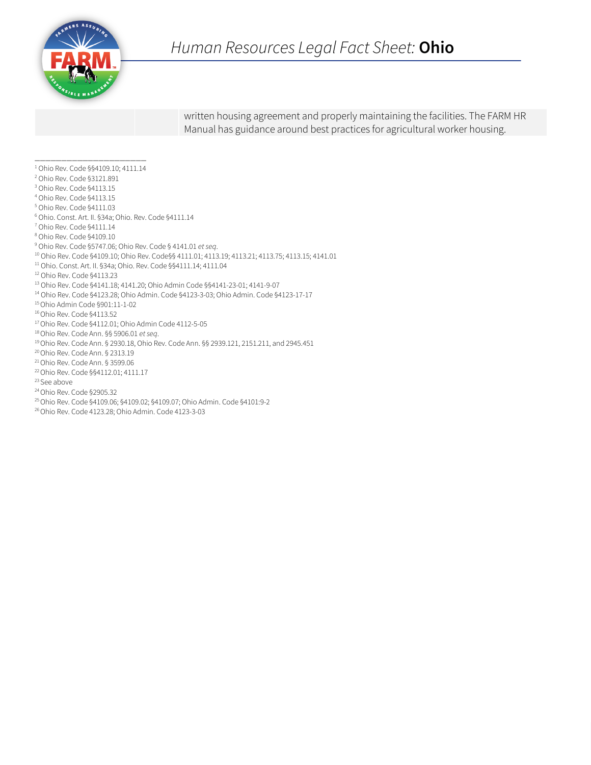| | | |
|---|---|---|
| | | written housing agreement and properly maintaining the facilities. The FARM HR Manual has guidance around best practices for agricultural worker housing. |

---

[1] Ohio Rev. Code §§4109.10; 4111.14
[2] Ohio Rev. Code §3121.891
[3] Ohio Rev. Code §4113.15
[4] Ohio Rev. Code §4113.15
[5] Ohio Rev. Code §4111.03
[6] Ohio. Const. Art. II. §34a; Ohio. Rev. Code §4111.14
[7] Ohio Rev. Code §4111.14
[8] Ohio Rev. Code §4109.10
[9] Ohio Rev. Code §5747.06; Ohio Rev. Code § 4141.01 *et seq*.
[10] Ohio Rev. Code §4109.10; Ohio Rev. Code§§ 4111.01; 4113.19; 4113.21; 4113.75; 4113.15; 4141.01
[11] Ohio. Const. Art. II. §34a; Ohio. Rev. Code §§4111.14; 4111.04
[12] Ohio Rev. Code §4113.23
[13] Ohio Rev. Code §4141.18; 4141.20; Ohio Admin Code §§4141-23-01; 4141-9-07
[14] Ohio Rev. Code §4123.28; Ohio Admin. Code §4123-3-03; Ohio Admin. Code §4123-17-17
[15] Ohio Admin Code §901:11-1-02
[16] Ohio Rev. Code §4113.52
[17] Ohio Rev. Code §4112.01; Ohio Admin Code 4112-5-05
[18] Ohio Rev. Code Ann. §§ 5906.01 *et seq*.
[19] Ohio Rev. Code Ann. § 2930.18, Ohio Rev. Code Ann. §§ 2939.121, 2151.211, and 2945.451
[20] Ohio Rev. Code Ann. § 2313.19
[21] Ohio Rev. Code Ann. § 3599.06
[22] Ohio Rev. Code §§4112.01; 4111.17
[23] See above
[24] Ohio Rev. Code §2905.32
[25] Ohio Rev. Code §4109.06; §4109.02; §4109.07; Ohio Admin. Code §4101:9-2
[26] Ohio Rev. Code 4123.28; Ohio Admin. Code 4123-3-03